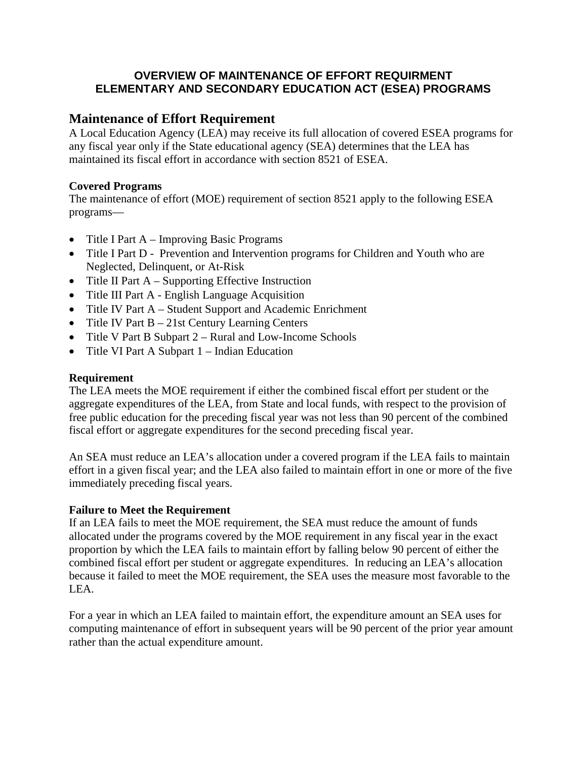# OVERVIEW OF MAINTENANCE OF EFFORT REQUIRMENT ELEMENTARY AND SECONDARY EDUCATION ACT (ESEA) PROGRAMS

## Maintenance of Effort Requirement

A Local Education Agency (LEA) may receive its full allocation of covered ESEA programs for any fiscal year only if the State educational agency (SEA) determines that the LEA has maintained its fiscal effort in accordance with section 8521 of ESEA.

### Covered Programs

The maintenance of effort (MOE) requirement of section 8521 apply to the following ESEA programs—

- Title I Part A – Improving Basic Programs
- Title I Part D - Prevention and Intervention programs for Children and Youth who are Neglected, Delinquent, or At-Risk
- Title II Part A – Supporting Effective Instruction
- Title III Part A - English Language Acquisition
- Title IV Part A – Student Support and Academic Enrichment
- Title IV Part B – 21st Century Learning Centers
- Title V Part B Subpart 2 – Rural and Low-Income Schools
- Title VI Part A Subpart 1 – Indian Education

### Requirement

The LEA meets the MOE requirement if either the combined fiscal effort per student or the aggregate expenditures of the LEA, from State and local funds, with respect to the provision of free public education for the preceding fiscal year was not less than 90 percent of the combined fiscal effort or aggregate expenditures for the second preceding fiscal year.

An SEA must reduce an LEA's allocation under a covered program if the LEA fails to maintain effort in a given fiscal year; and the LEA also failed to maintain effort in one or more of the five immediately preceding fiscal years.

### Failure to Meet the Requirement

If an LEA fails to meet the MOE requirement, the SEA must reduce the amount of funds allocated under the programs covered by the MOE requirement in any fiscal year in the exact proportion by which the LEA fails to maintain effort by falling below 90 percent of either the combined fiscal effort per student or aggregate expenditures. In reducing an LEA's allocation because it failed to meet the MOE requirement, the SEA uses the measure most favorable to the LEA.

For a year in which an LEA failed to maintain effort, the expenditure amount an SEA uses for computing maintenance of effort in subsequent years will be 90 percent of the prior year amount rather than the actual expenditure amount.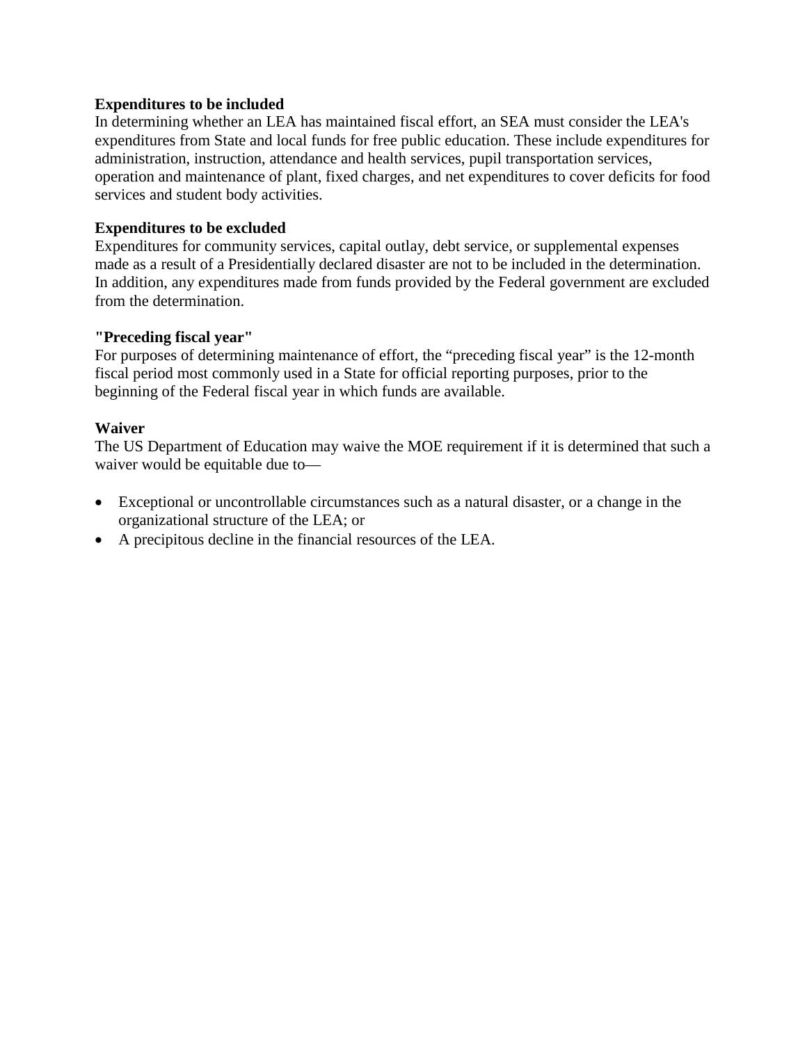**Expenditures to be included**

In determining whether an LEA has maintained fiscal effort, an SEA must consider the LEA's expenditures from State and local funds for free public education. These include expenditures for administration, instruction, attendance and health services, pupil transportation services, operation and maintenance of plant, fixed charges, and net expenditures to cover deficits for food services and student body activities.

**Expenditures to be excluded**

Expenditures for community services, capital outlay, debt service, or supplemental expenses made as a result of a Presidentially declared disaster are not to be included in the determination. In addition, any expenditures made from funds provided by the Federal government are excluded from the determination.

**"Preceding fiscal year"**

For purposes of determining maintenance of effort, the "preceding fiscal year" is the 12-month fiscal period most commonly used in a State for official reporting purposes, prior to the beginning of the Federal fiscal year in which funds are available.

**Waiver**

The US Department of Education may waive the MOE requirement if it is determined that such a waiver would be equitable due to—

- Exceptional or uncontrollable circumstances such as a natural disaster, or a change in the organizational structure of the LEA; or
- A precipitous decline in the financial resources of the LEA.